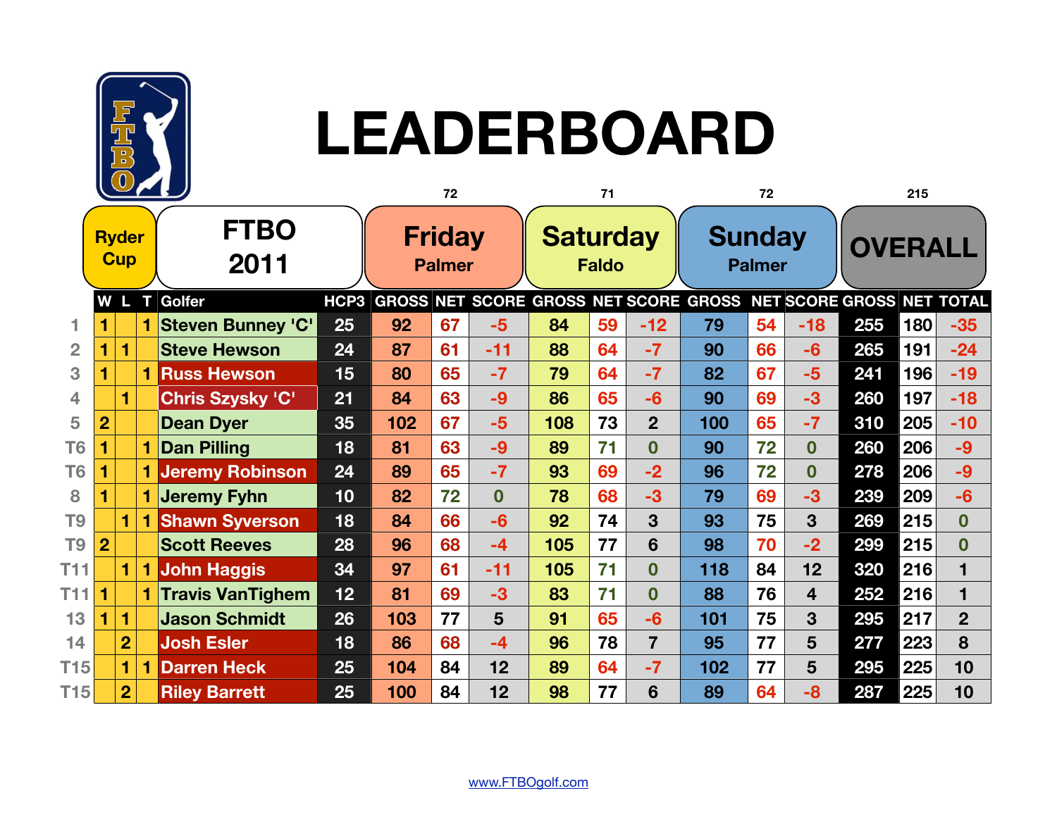# LEADERBOARD

| | Ryder Cup | | | FTBO 2011 | | Friday (72) Palmer | | | Saturday (71) Faldo | | | Sunday (72) Palmer | | | OVERALL (215) | | |
|---|---|---|---|---|---|---|---|---|---|---|---|---|---|---|---|---|---|
| | W | L | T | Golfer | HCP3 | GROSS | NET | SCORE | GROSS | NET | SCORE | GROSS | NET | SCORE | GROSS | NET | TOTAL |
| 1 | 1 | | 1 | Steven Bunney 'C' | 25 | 92 | 67 | -5 | 84 | 59 | -12 | 79 | 54 | -18 | 255 | 180 | -35 |
| 2 | 1 | 1 | | Steve Hewson | 24 | 87 | 61 | -11 | 88 | 64 | -7 | 90 | 66 | -6 | 265 | 191 | -24 |
| 3 | 1 | | 1 | Russ Hewson | 15 | 80 | 65 | -7 | 79 | 64 | -7 | 82 | 67 | -5 | 241 | 196 | -19 |
| 4 | | 1 | | Chris Szysky 'C' | 21 | 84 | 63 | -9 | 86 | 65 | -6 | 90 | 69 | -3 | 260 | 197 | -18 |
| 5 | 2 | | | Dean Dyer | 35 | 102 | 67 | -5 | 108 | 73 | 2 | 100 | 65 | -7 | 310 | 205 | -10 |
| T6 | 1 | | 1 | Dan Pilling | 18 | 81 | 63 | -9 | 89 | 71 | 0 | 90 | 72 | 0 | 260 | 206 | -9 |
| T6 | 1 | | 1 | Jeremy Robinson | 24 | 89 | 65 | -7 | 93 | 69 | -2 | 96 | 72 | 0 | 278 | 206 | -9 |
| 8 | 1 | | 1 | Jeremy Fyhn | 10 | 82 | 72 | 0 | 78 | 68 | -3 | 79 | 69 | -3 | 239 | 209 | -6 |
| T9 | | 1 | 1 | Shawn Syverson | 18 | 84 | 66 | -6 | 92 | 74 | 3 | 93 | 75 | 3 | 269 | 215 | 0 |
| T9 | 2 | | | Scott Reeves | 28 | 96 | 68 | -4 | 105 | 77 | 6 | 98 | 70 | -2 | 299 | 215 | 0 |
| T11 | | 1 | 1 | John Haggis | 34 | 97 | 61 | -11 | 105 | 71 | 0 | 118 | 84 | 12 | 320 | 216 | 1 |
| T11 | 1 | | 1 | Travis VanTighem | 12 | 81 | 69 | -3 | 83 | 71 | 0 | 88 | 76 | 4 | 252 | 216 | 1 |
| 13 | 1 | 1 | | Jason Schmidt | 26 | 103 | 77 | 5 | 91 | 65 | -6 | 101 | 75 | 3 | 295 | 217 | 2 |
| 14 | | 2 | | Josh Esler | 18 | 86 | 68 | -4 | 96 | 78 | 7 | 95 | 77 | 5 | 277 | 223 | 8 |
| T15 | | 1 | 1 | Darren Heck | 25 | 104 | 84 | 12 | 89 | 64 | -7 | 102 | 77 | 5 | 295 | 225 | 10 |
| T15 | | 2 | | Riley Barrett | 25 | 100 | 84 | 12 | 98 | 77 | 6 | 89 | 64 | -8 | 287 | 225 | 10 |

www.FTBOgolf.com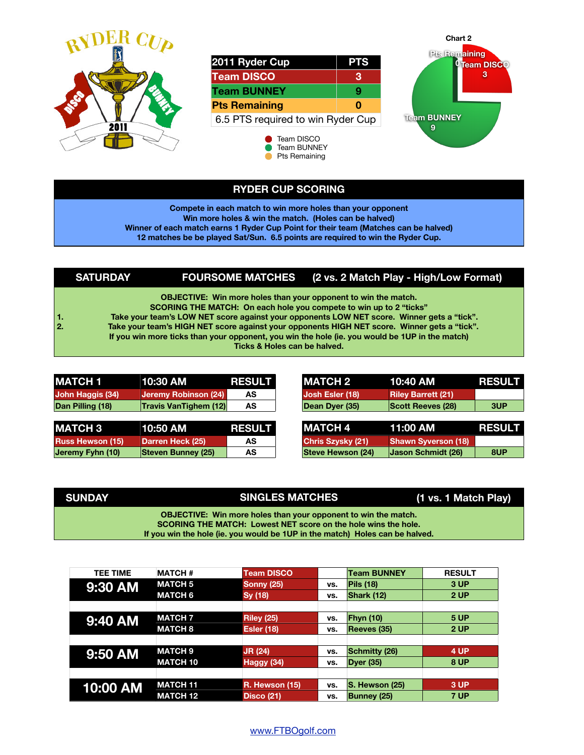RYDER CUP

2011

DISCO

BUNNEY

| 2011 Ryder Cup | PTS |
|---|---|
| Team DISCO | 3 |
| Team BUNNEY | 9 |
| Pts Remaining | 0 |
| 6.5 PTS required to win Ryder Cup | |

Team DISCO
Team BUNNEY
Pts Remaining

Chart 2

Pts Remaining
0
Team DISCO
3
Team BUNNEY
9

## RYDER CUP SCORING

**Compete in each match to win more holes than your opponent**
**Win more holes & win the match. (Holes can be halved)**
**Winner of each match earns 1 Ryder Cup Point for their team (Matches can be halved)**
**12 matches be be played Sat/Sun. 6.5 points are required to win the Ryder Cup.**

## SATURDAY — FOURSOME MATCHES (2 vs. 2 Match Play - High/Low Format)

**OBJECTIVE: Win more holes than your opponent to win the match.**
**SCORING THE MATCH: On each hole you compete to win up to 2 "ticks"**

1. Take your team's LOW NET score against your opponents LOW NET score. Winner gets a "tick".
2. Take your team's HIGH NET score against your opponents HIGH NET score. Winner gets a "tick".

**If you win more ticks than your opponent, you win the hole (ie. you would be 1UP in the match)**
**Ticks & Holes can be halved.**

| MATCH 1 | 10:30 AM | RESULT |
|---|---|---|
| John Haggis (34) | Jeremy Robinson (24) | AS |
| Dan Pilling (18) | Travis VanTighem (12) | AS |

| MATCH 2 | 10:40 AM | RESULT |
|---|---|---|
| Josh Esler (18) | Riley Barrett (21) | |
| Dean Dyer (35) | Scott Reeves (28) | 3UP |

| MATCH 3 | 10:50 AM | RESULT |
|---|---|---|
| Russ Hewson (15) | Darren Heck (25) | AS |
| Jeremy Fyhn (10) | Steven Bunney (25) | AS |

| MATCH 4 | 11:00 AM | RESULT |
|---|---|---|
| Chris Szysky (21) | Shawn Syverson (18) | |
| Steve Hewson (24) | Jason Schmidt (26) | 8UP |

## SUNDAY — SINGLES MATCHES (1 vs. 1 Match Play)

**OBJECTIVE: Win more holes than your opponent to win the match.**
**SCORING THE MATCH: Lowest NET score on the hole wins the hole.**
**If you win the hole (ie. you would be 1UP in the match) Holes can be halved.**

| TEE TIME | MATCH # | Team DISCO | | Team BUNNEY | RESULT |
|---|---|---|---|---|---|
| 9:30 AM | MATCH 5 | Sonny (25) | vs. | Pils (18) | 3 UP |
| | MATCH 6 | Sy (18) | vs. | Shark (12) | 2 UP |
| 9:40 AM | MATCH 7 | Riley (25) | vs. | Fhyn (10) | 5 UP |
| | MATCH 8 | Esler (18) | vs. | Reeves (35) | 2 UP |
| 9:50 AM | MATCH 9 | JR (24) | vs. | Schmitty (26) | 4 UP |
| | MATCH 10 | Haggy (34) | vs. | Dyer (35) | 8 UP |
| 10:00 AM | MATCH 11 | R. Hewson (15) | vs. | S. Hewson (25) | 3 UP |
| | MATCH 12 | Disco (21) | vs. | Bunney (25) | 7 UP |

www.FTBOgolf.com